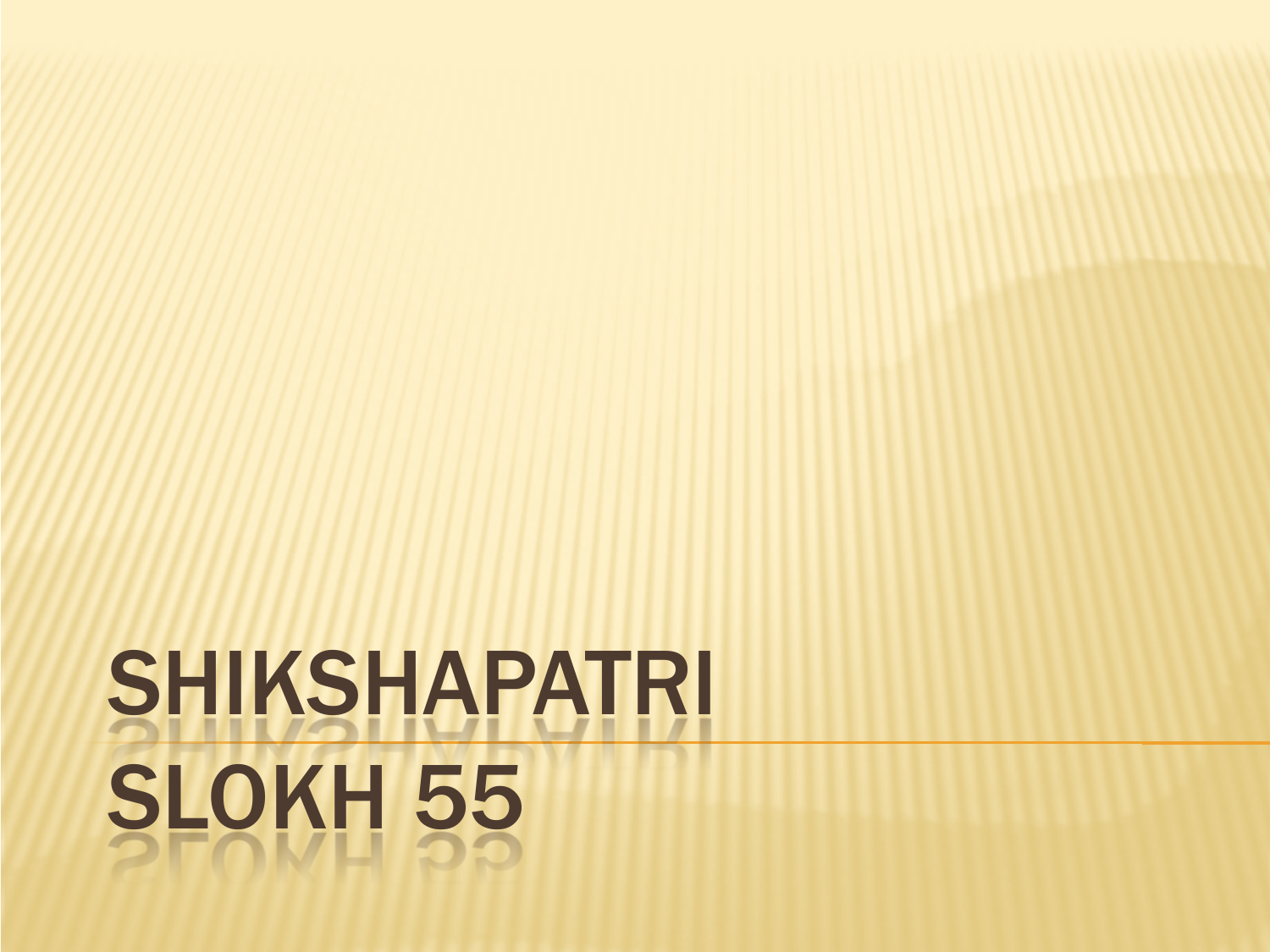# SHIKSHAPATRI SLOKH 55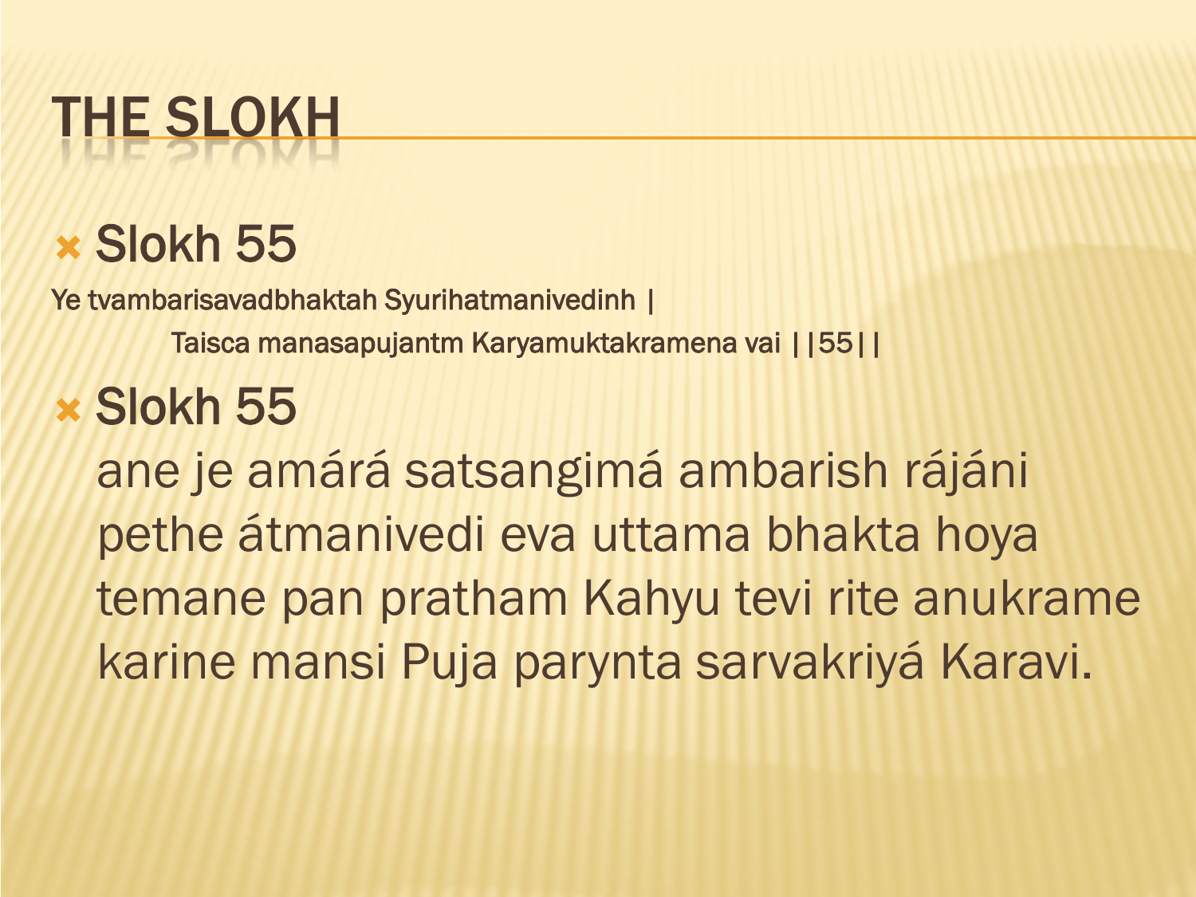# THE SLOKH

- Slokh 55

Ye tvambarisavadbhaktah Syurihatmanivedinh |

Taisca manasapujantm Karyamuktakramena vai ||55||

- Slokh 55

  ane je amárá satsangimá ambarish rájáni pethe átmanivedi eva uttama bhakta hoya temane pan pratham Kahyu tevi rite anukrame karine mansi Puja parynta sarvakriyá Karavi.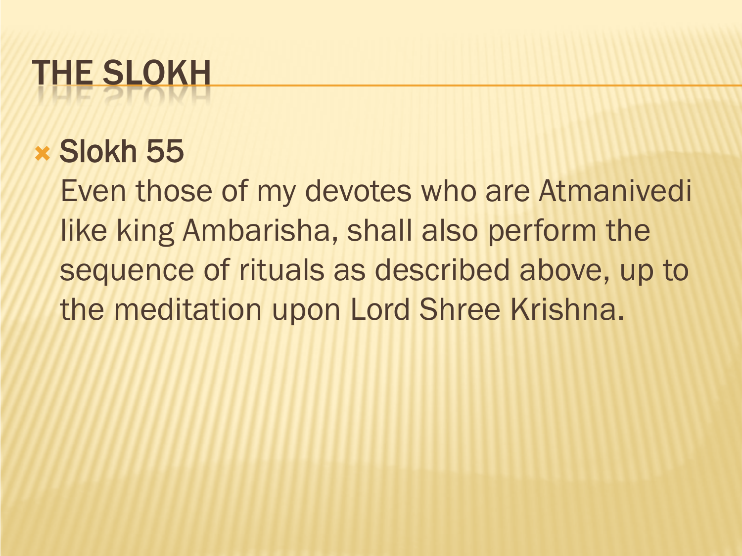# THE SLOKH

- Slokh 55
  Even those of my devotes who are Atmanivedi like king Ambarisha, shall also perform the sequence of rituals as described above, up to the meditation upon Lord Shree Krishna.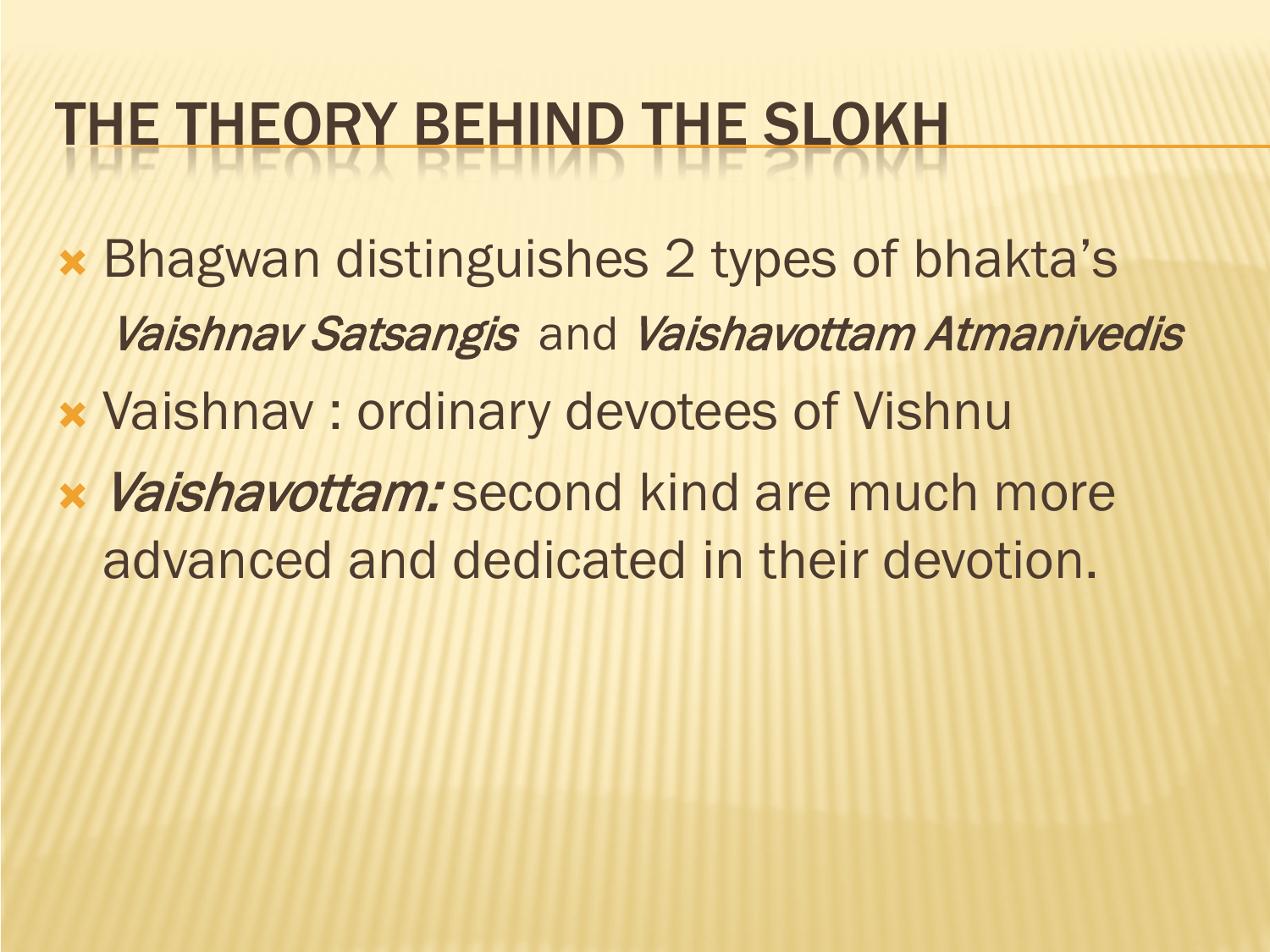# THE THEORY BEHIND THE SLOKH

- Bhagwan distinguishes 2 types of bhakta's
  *Vaishnav Satsangis* and *Vaishavottam Atmanivedis*
- Vaishnav : ordinary devotees of Vishnu
- *Vaishavottam:* second kind are much more advanced and dedicated in their devotion.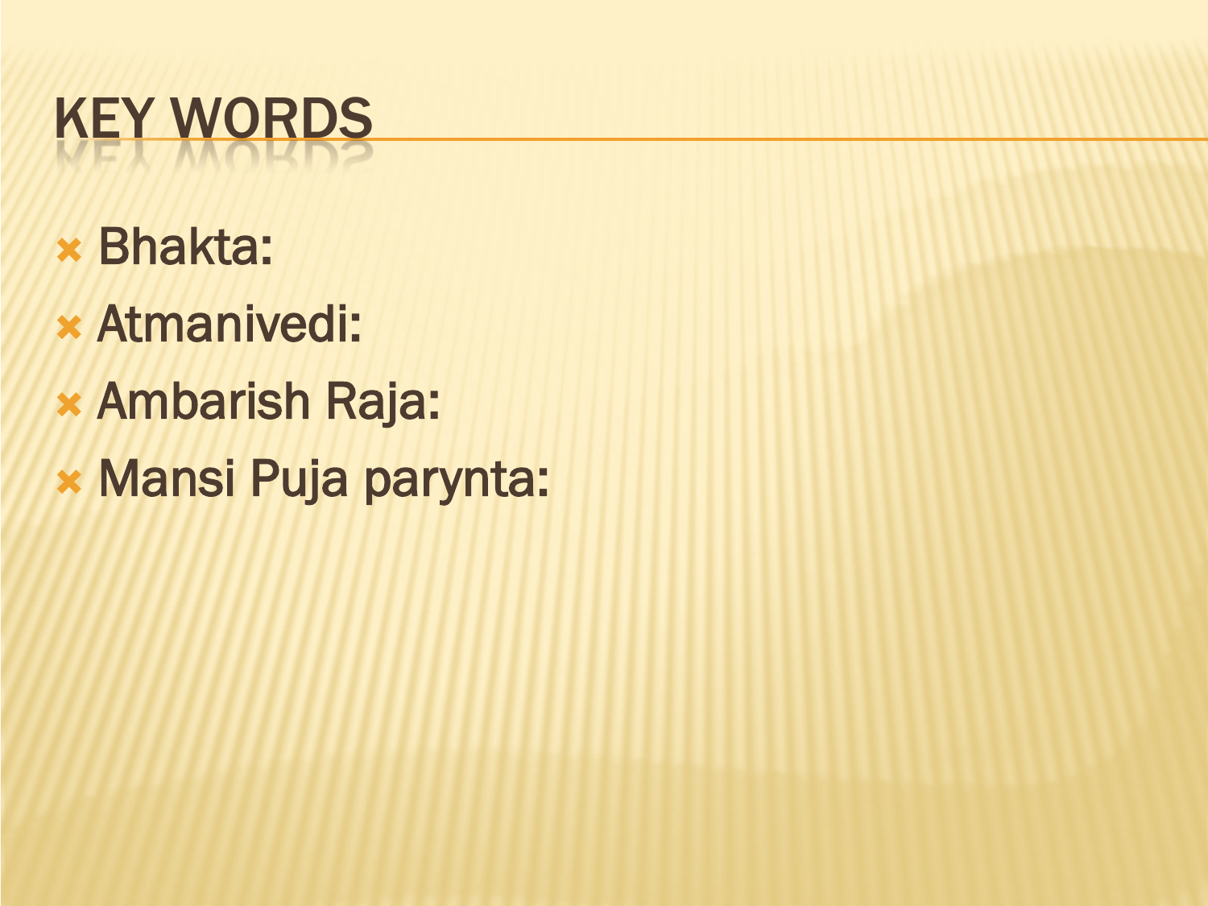# KEY WORDS

- Bhakta:
- Atmanivedi:
- Ambarish Raja:
- Mansi Puja parynta: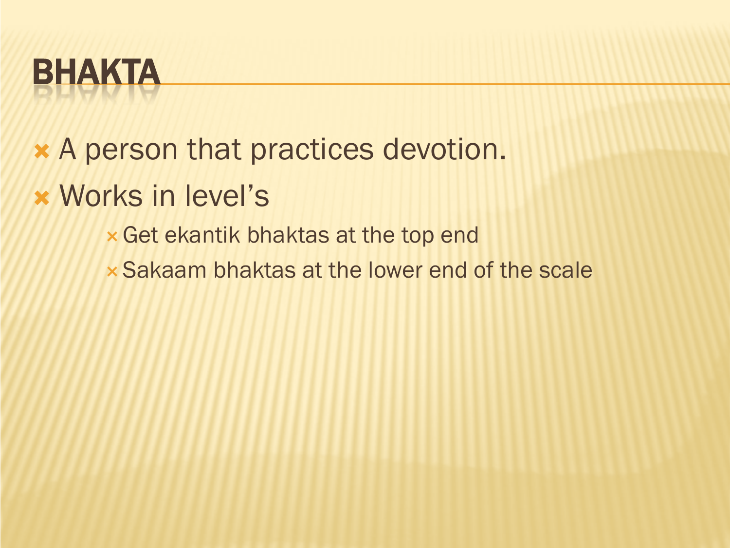# BHAKTA

- A person that practices devotion.
- Works in level's
  - Get ekantik bhaktas at the top end
  - Sakaam bhaktas at the lower end of the scale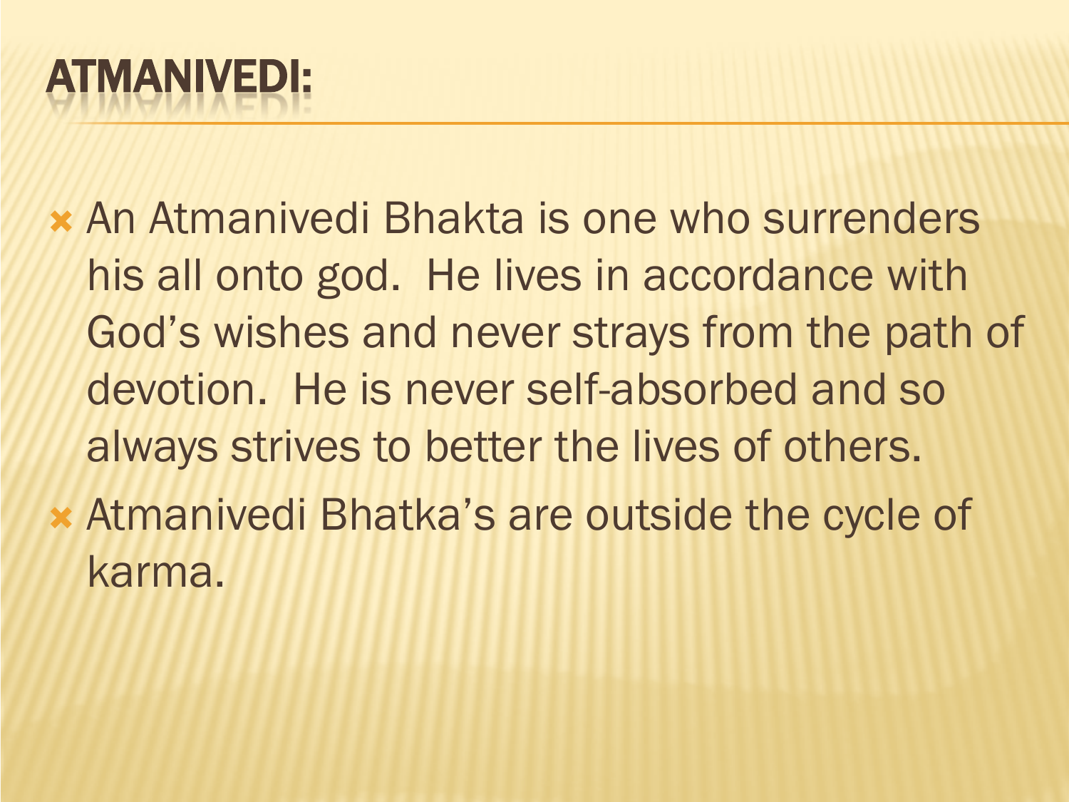# ATMANIVEDI:

- An Atmanivedi Bhakta is one who surrenders his all onto god. He lives in accordance with God's wishes and never strays from the path of devotion. He is never self-absorbed and so always strives to better the lives of others.
- Atmanivedi Bhatka's are outside the cycle of karma.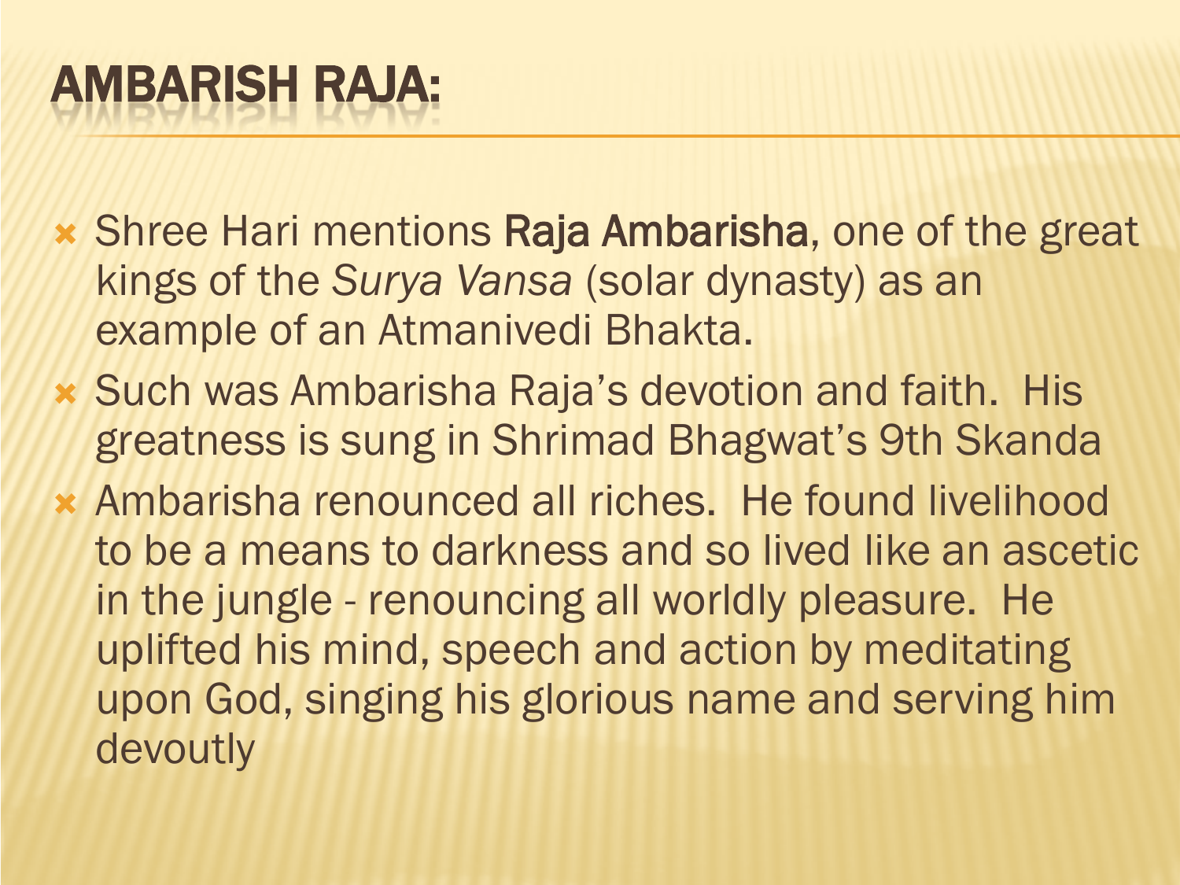# AMBARISH RAJA:

- Shree Hari mentions **Raja Ambarisha**, one of the great kings of the *Surya Vansa* (solar dynasty) as an example of an Atmanivedi Bhakta.
- Such was Ambarisha Raja's devotion and faith. His greatness is sung in Shrimad Bhagwat's 9th Skanda
- Ambarisha renounced all riches. He found livelihood to be a means to darkness and so lived like an ascetic in the jungle - renouncing all worldly pleasure. He uplifted his mind, speech and action by meditating upon God, singing his glorious name and serving him devoutly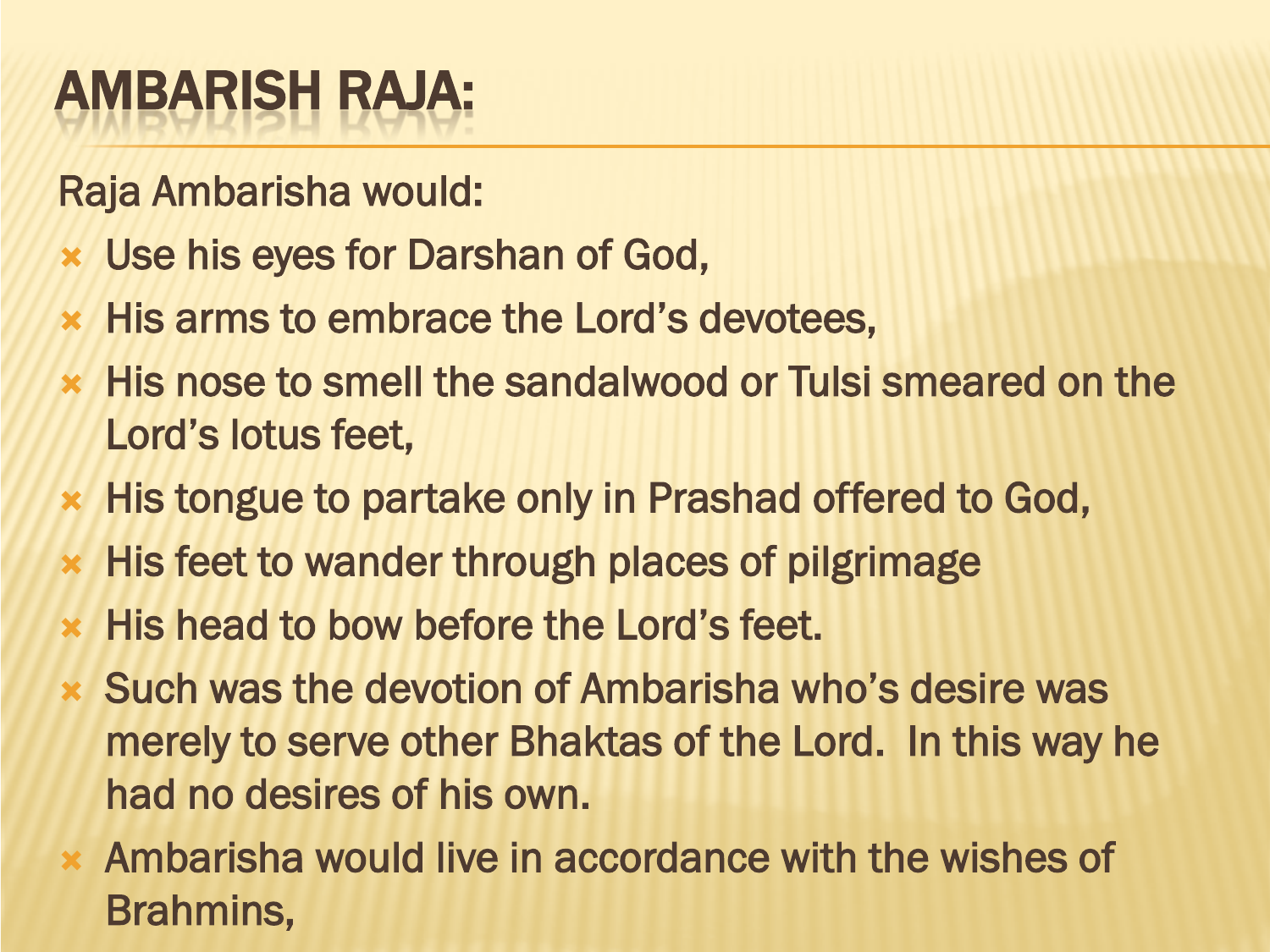# AMBARISH RAJA:

Raja Ambarisha would:

- Use his eyes for Darshan of God,
- His arms to embrace the Lord's devotees,
- His nose to smell the sandalwood or Tulsi smeared on the Lord's lotus feet,
- His tongue to partake only in Prashad offered to God,
- His feet to wander through places of pilgrimage
- His head to bow before the Lord's feet.
- Such was the devotion of Ambarisha who's desire was merely to serve other Bhaktas of the Lord. In this way he had no desires of his own.
- Ambarisha would live in accordance with the wishes of Brahmins,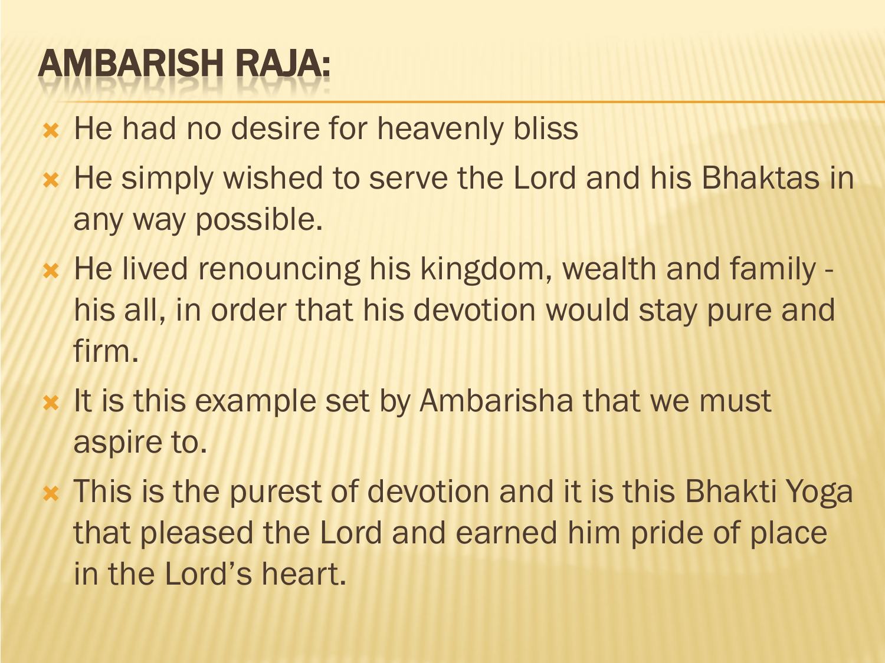# AMBARISH RAJA:

- He had no desire for heavenly bliss
- He simply wished to serve the Lord and his Bhaktas in any way possible.
- He lived renouncing his kingdom, wealth and family - his all, in order that his devotion would stay pure and firm.
- It is this example set by Ambarisha that we must aspire to.
- This is the purest of devotion and it is this Bhakti Yoga that pleased the Lord and earned him pride of place in the Lord's heart.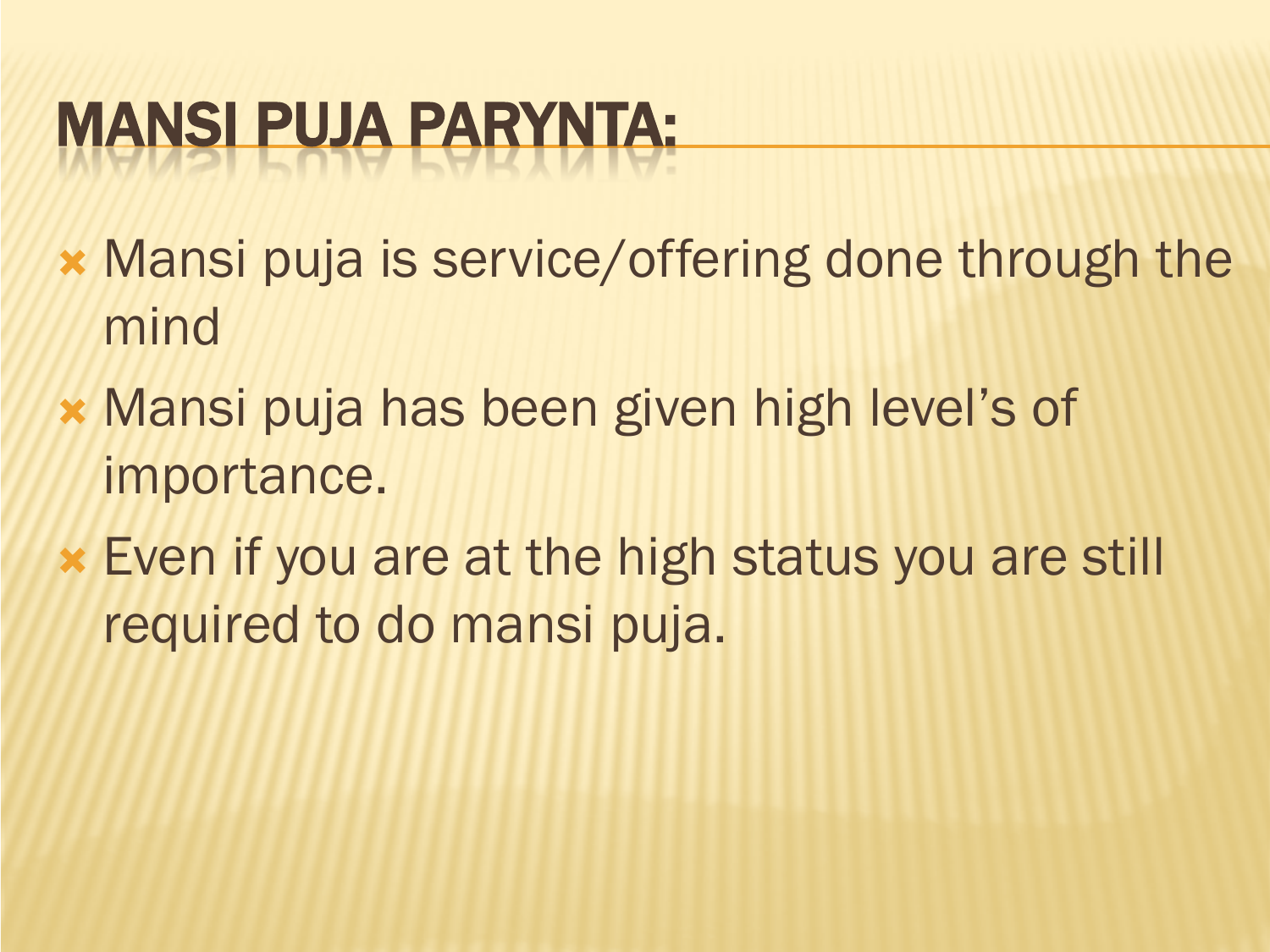# MANSI PUJA PARYNTA:

- Mansi puja is service/offering done through the mind
- Mansi puja has been given high level's of importance.
- Even if you are at the high status you are still required to do mansi puja.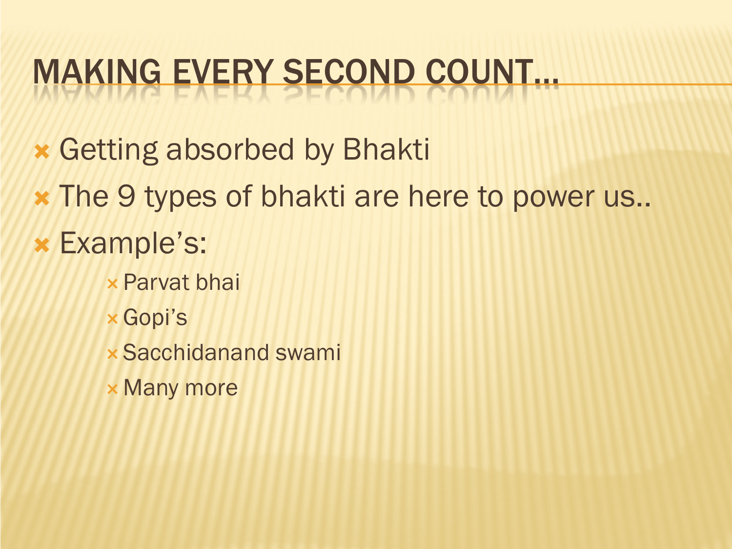# MAKING EVERY SECOND COUNT…

- Getting absorbed by Bhakti
- The 9 types of bhakti are here to power us..
- Example's:
  - Parvat bhai
  - Gopi's
  - Sacchidanand swami
  - Many more